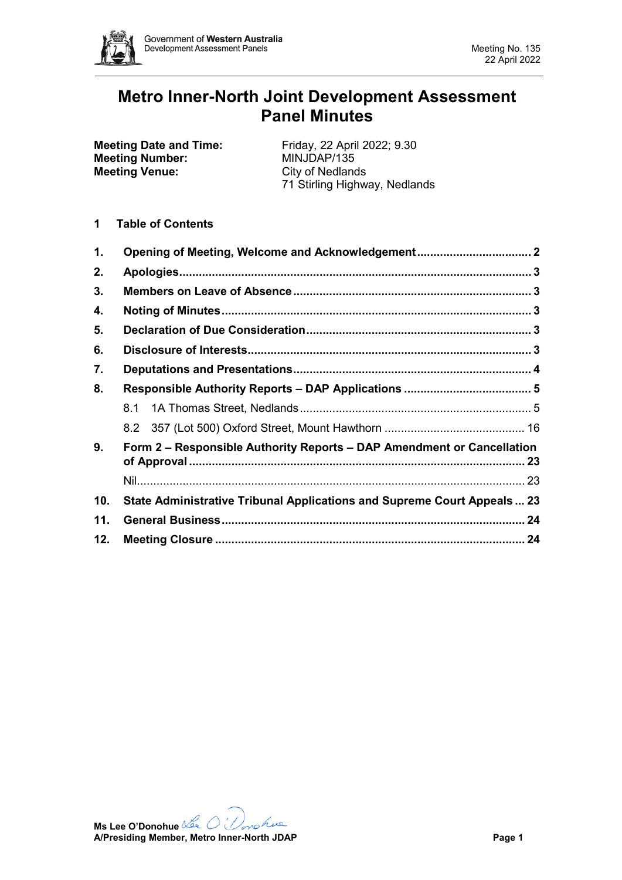# Metro Inner-North Joint Development Assessment Panel Minutes

**Meeting Date and Time:** Friday, 22 April 2022; 9.30
**Meeting Number:** MINJDAP/135
**Meeting Venue:** City of Nedlands
71 Stirling Highway, Nedlands

## 1 Table of Contents

1. Opening of Meeting, Welcome and Acknowledgement .................................. 2
2. Apologies ........................................................................................................ 3
3. Members on Leave of Absence ....................................................................... 3
4. Noting of Minutes ............................................................................................ 3
5. Declaration of Due Consideration ................................................................... 3
6. Disclosure of Interests ..................................................................................... 3
7. Deputations and Presentations ....................................................................... 4
8. Responsible Authority Reports – DAP Applications ....................................... 5
   - 8.1 1A Thomas Street, Nedlands ..................................................................... 5
   - 8.2 357 (Lot 500) Oxford Street, Mount Hawthorn ......................................... 16
9. Form 2 – Responsible Authority Reports – DAP Amendment or Cancellation of Approval ................................................................................................... 23
   - Nil ..................................................................................................................... 23
10. State Administrative Tribunal Applications and Supreme Court Appeals ... 23
11. General Business ........................................................................................... 24
12. Meeting Closure ............................................................................................. 24

**Ms Lee O'Donohue**
**A/Presiding Member, Metro Inner-North JDAP**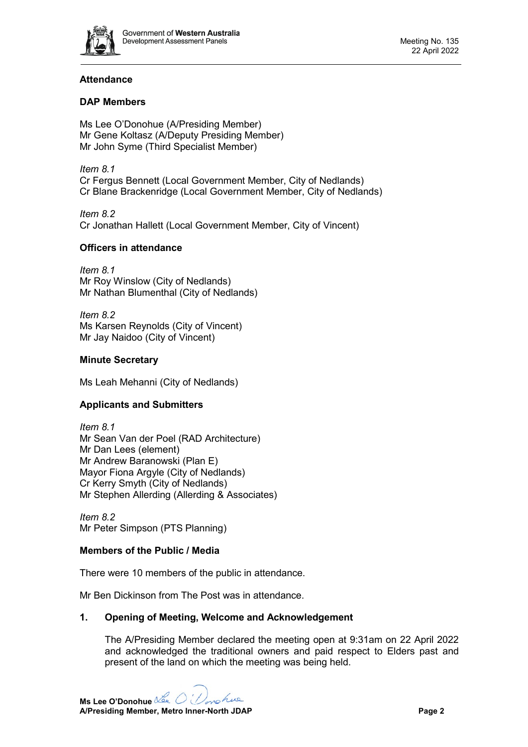## Attendance

### DAP Members

Ms Lee O'Donohue (A/Presiding Member)
Mr Gene Koltasz (A/Deputy Presiding Member)
Mr John Syme (Third Specialist Member)

*Item 8.1*
Cr Fergus Bennett (Local Government Member, City of Nedlands)
Cr Blane Brackenridge (Local Government Member, City of Nedlands)

*Item 8.2*
Cr Jonathan Hallett (Local Government Member, City of Vincent)

### Officers in attendance

*Item 8.1*
Mr Roy Winslow (City of Nedlands)
Mr Nathan Blumenthal (City of Nedlands)

*Item 8.2*
Ms Karsen Reynolds (City of Vincent)
Mr Jay Naidoo (City of Vincent)

### Minute Secretary

Ms Leah Mehanni (City of Nedlands)

### Applicants and Submitters

*Item 8.1*
Mr Sean Van der Poel (RAD Architecture)
Mr Dan Lees (element)
Mr Andrew Baranowski (Plan E)
Mayor Fiona Argyle (City of Nedlands)
Cr Kerry Smyth (City of Nedlands)
Mr Stephen Allerding (Allerding & Associates)

*Item 8.2*
Mr Peter Simpson (PTS Planning)

### Members of the Public / Media

There were 10 members of the public in attendance.

Mr Ben Dickinson from The Post was in attendance.

## 1. Opening of Meeting, Welcome and Acknowledgement

The A/Presiding Member declared the meeting open at 9:31am on 22 April 2022 and acknowledged the traditional owners and paid respect to Elders past and present of the land on which the meeting was being held.

**Ms Lee O'Donohue**
**A/Presiding Member, Metro Inner-North JDAP**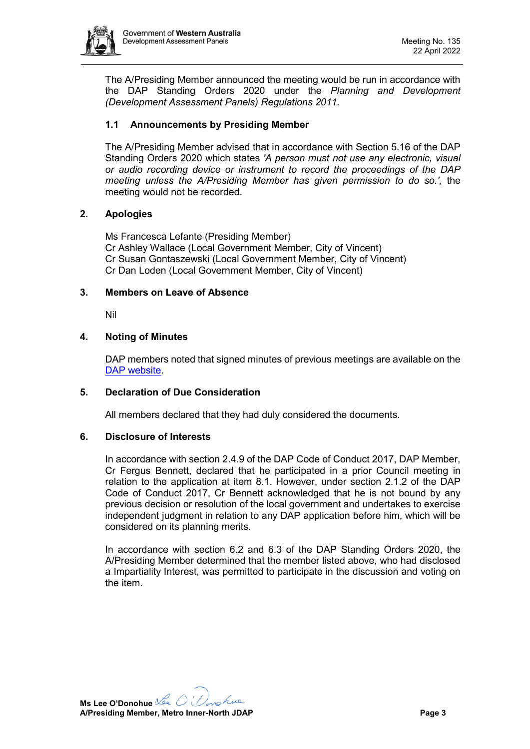The A/Presiding Member announced the meeting would be run in accordance with the DAP Standing Orders 2020 under the *Planning and Development (Development Assessment Panels) Regulations 2011.*

### 1.1 Announcements by Presiding Member

The A/Presiding Member advised that in accordance with Section 5.16 of the DAP Standing Orders 2020 which states *'A person must not use any electronic, visual or audio recording device or instrument to record the proceedings of the DAP meeting unless the A/Presiding Member has given permission to do so.',* the meeting would not be recorded.

## 2. Apologies

Ms Francesca Lefante (Presiding Member)
Cr Ashley Wallace (Local Government Member, City of Vincent)
Cr Susan Gontaszewski (Local Government Member, City of Vincent)
Cr Dan Loden (Local Government Member, City of Vincent)

## 3. Members on Leave of Absence

Nil

## 4. Noting of Minutes

DAP members noted that signed minutes of previous meetings are available on the DAP website.

## 5. Declaration of Due Consideration

All members declared that they had duly considered the documents.

## 6. Disclosure of Interests

In accordance with section 2.4.9 of the DAP Code of Conduct 2017, DAP Member, Cr Fergus Bennett, declared that he participated in a prior Council meeting in relation to the application at item 8.1. However, under section 2.1.2 of the DAP Code of Conduct 2017, Cr Bennett acknowledged that he is not bound by any previous decision or resolution of the local government and undertakes to exercise independent judgment in relation to any DAP application before him, which will be considered on its planning merits.

In accordance with section 6.2 and 6.3 of the DAP Standing Orders 2020, the A/Presiding Member determined that the member listed above, who had disclosed a Impartiality Interest, was permitted to participate in the discussion and voting on the item.

**Ms Lee O'Donohue**
**A/Presiding Member, Metro Inner-North JDAP**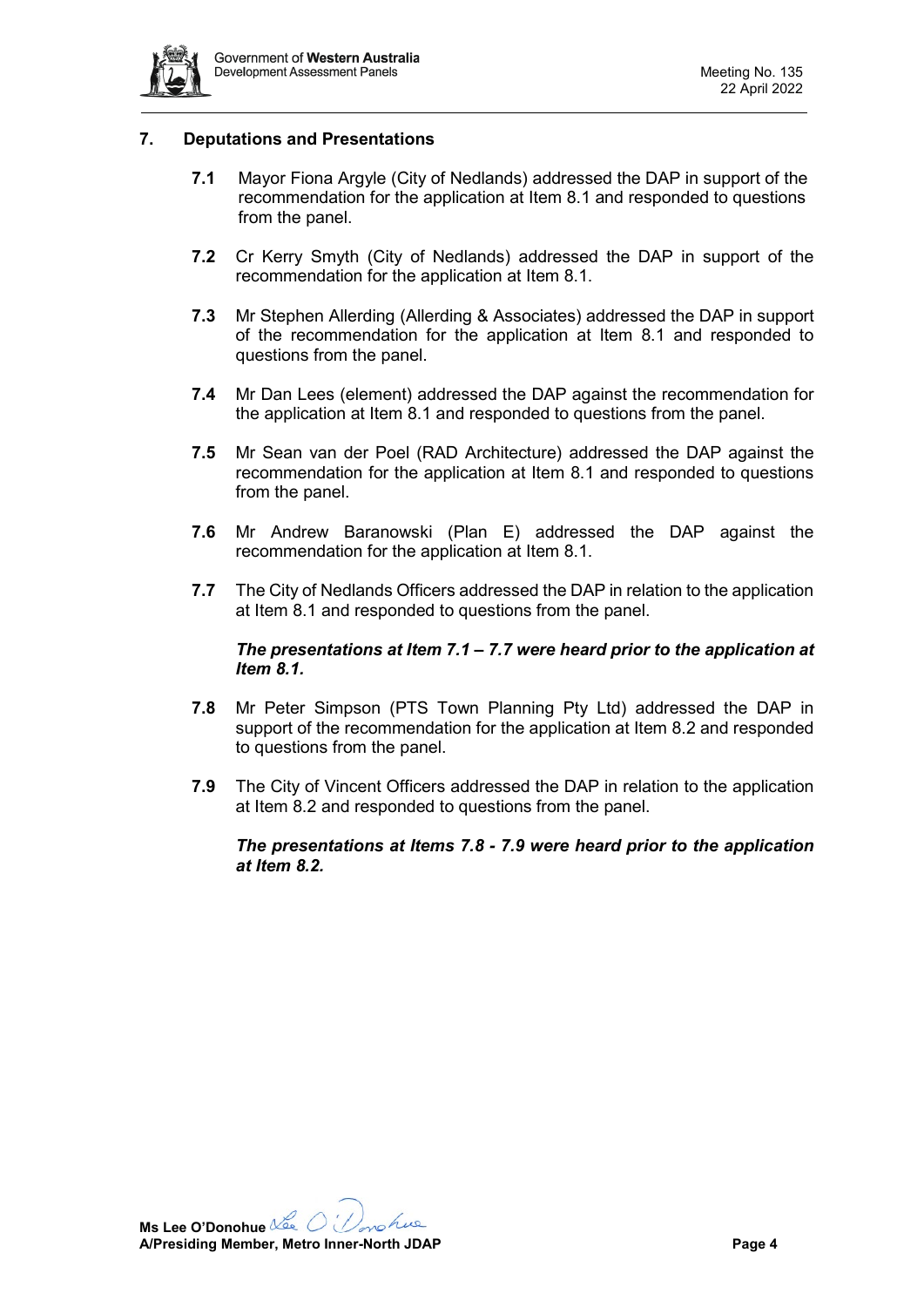## 7. Deputations and Presentations

**7.1** Mayor Fiona Argyle (City of Nedlands) addressed the DAP in support of the recommendation for the application at Item 8.1 and responded to questions from the panel.

**7.2** Cr Kerry Smyth (City of Nedlands) addressed the DAP in support of the recommendation for the application at Item 8.1.

**7.3** Mr Stephen Allerding (Allerding & Associates) addressed the DAP in support of the recommendation for the application at Item 8.1 and responded to questions from the panel.

**7.4** Mr Dan Lees (element) addressed the DAP against the recommendation for the application at Item 8.1 and responded to questions from the panel.

**7.5** Mr Sean van der Poel (RAD Architecture) addressed the DAP against the recommendation for the application at Item 8.1 and responded to questions from the panel.

**7.6** Mr Andrew Baranowski (Plan E) addressed the DAP against the recommendation for the application at Item 8.1.

**7.7** The City of Nedlands Officers addressed the DAP in relation to the application at Item 8.1 and responded to questions from the panel.

***The presentations at Item 7.1 – 7.7 were heard prior to the application at Item 8.1.***

**7.8** Mr Peter Simpson (PTS Town Planning Pty Ltd) addressed the DAP in support of the recommendation for the application at Item 8.2 and responded to questions from the panel.

**7.9** The City of Vincent Officers addressed the DAP in relation to the application at Item 8.2 and responded to questions from the panel.

***The presentations at Items 7.8 - 7.9 were heard prior to the application at Item 8.2.***

**Ms Lee O'Donohue**
**A/Presiding Member, Metro Inner-North JDAP**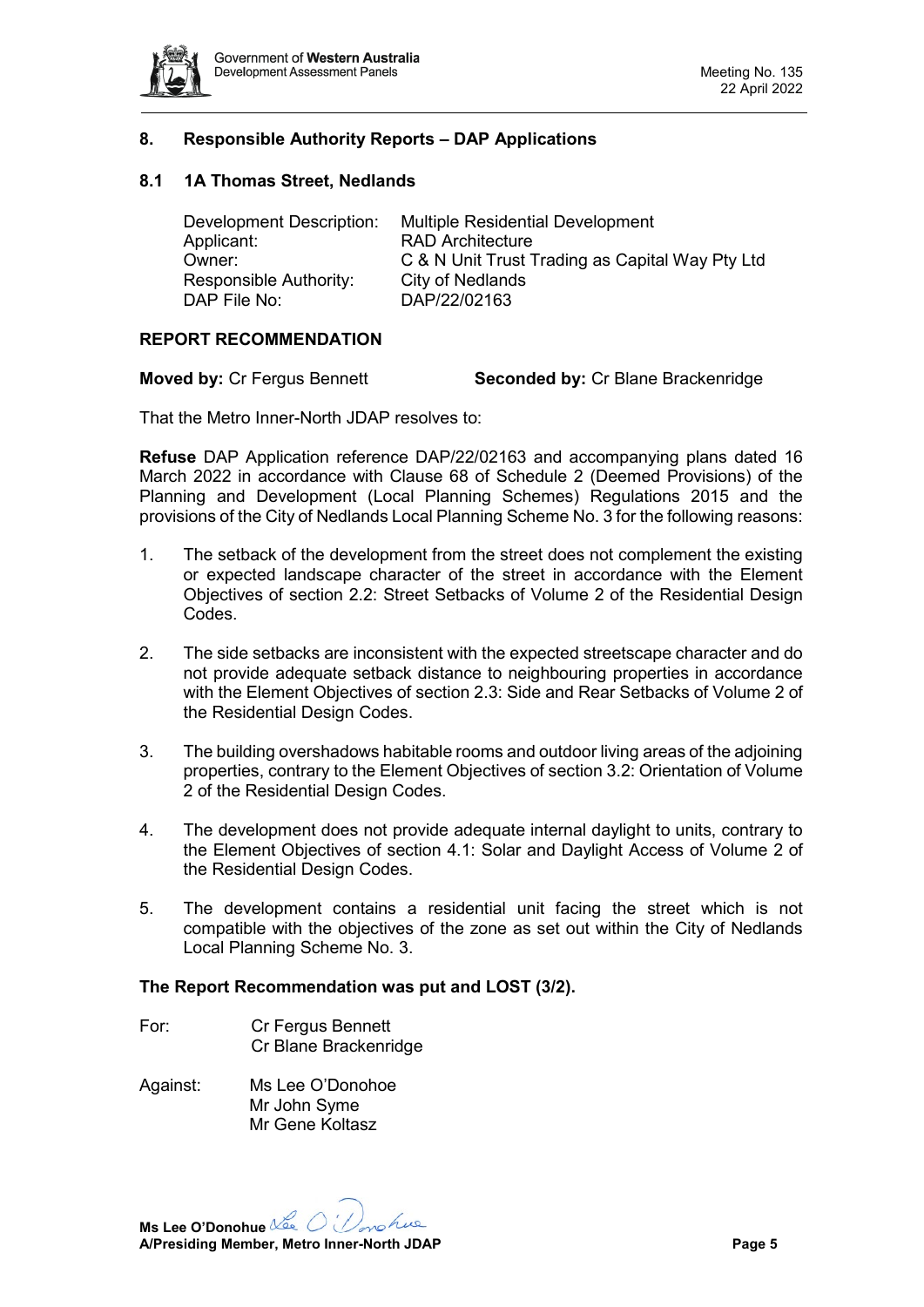## 8. Responsible Authority Reports – DAP Applications

### 8.1 1A Thomas Street, Nedlands

| | |
|---|---|
| Development Description: | Multiple Residential Development |
| Applicant: | RAD Architecture |
| Owner: | C & N Unit Trust Trading as Capital Way Pty Ltd |
| Responsible Authority: | City of Nedlands |
| DAP File No: | DAP/22/02163 |

**REPORT RECOMMENDATION**

**Moved by:** Cr Fergus Bennett **Seconded by:** Cr Blane Brackenridge

That the Metro Inner-North JDAP resolves to:

**Refuse** DAP Application reference DAP/22/02163 and accompanying plans dated 16 March 2022 in accordance with Clause 68 of Schedule 2 (Deemed Provisions) of the Planning and Development (Local Planning Schemes) Regulations 2015 and the provisions of the City of Nedlands Local Planning Scheme No. 3 for the following reasons:

1. The setback of the development from the street does not complement the existing or expected landscape character of the street in accordance with the Element Objectives of section 2.2: Street Setbacks of Volume 2 of the Residential Design Codes.
2. The side setbacks are inconsistent with the expected streetscape character and do not provide adequate setback distance to neighbouring properties in accordance with the Element Objectives of section 2.3: Side and Rear Setbacks of Volume 2 of the Residential Design Codes.
3. The building overshadows habitable rooms and outdoor living areas of the adjoining properties, contrary to the Element Objectives of section 3.2: Orientation of Volume 2 of the Residential Design Codes.
4. The development does not provide adequate internal daylight to units, contrary to the Element Objectives of section 4.1: Solar and Daylight Access of Volume 2 of the Residential Design Codes.
5. The development contains a residential unit facing the street which is not compatible with the objectives of the zone as set out within the City of Nedlands Local Planning Scheme No. 3.

**The Report Recommendation was put and LOST (3/2).**

For: Cr Fergus Bennett
Cr Blane Brackenridge

Against: Ms Lee O'Donohoe
Mr John Syme
Mr Gene Koltasz

**Ms Lee O'Donohue**
**A/Presiding Member, Metro Inner-North JDAP**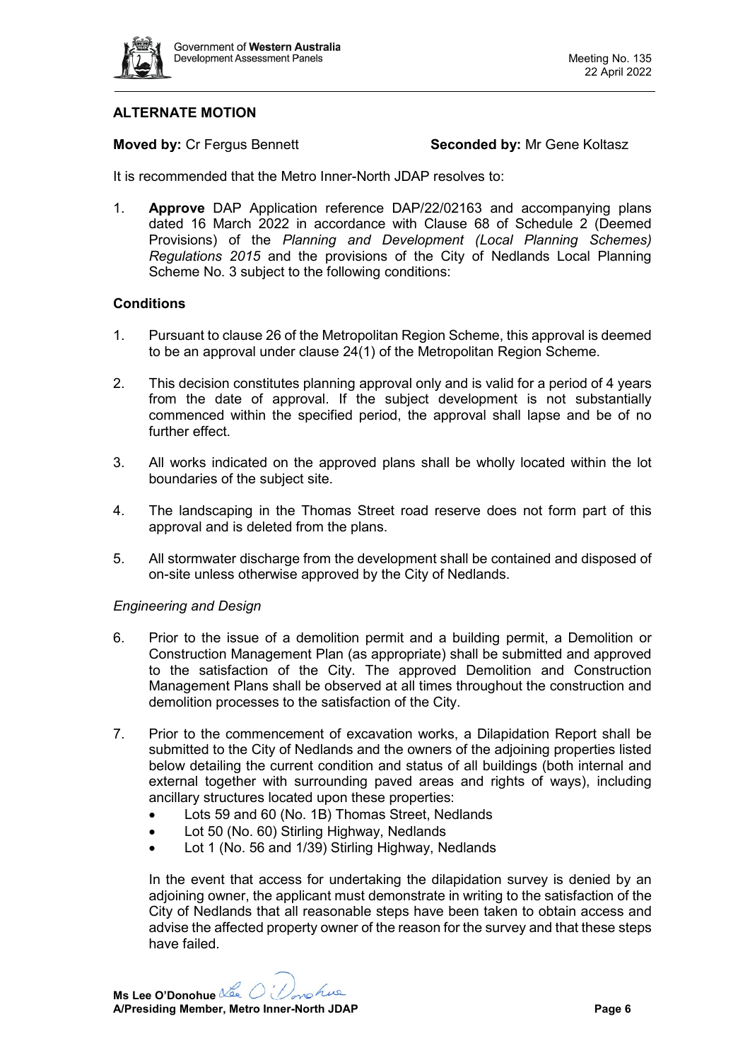**ALTERNATE MOTION**

**Moved by:** Cr Fergus Bennett **Seconded by:** Mr Gene Koltasz

It is recommended that the Metro Inner-North JDAP resolves to:

1. **Approve** DAP Application reference DAP/22/02163 and accompanying plans dated 16 March 2022 in accordance with Clause 68 of Schedule 2 (Deemed Provisions) of the *Planning and Development (Local Planning Schemes) Regulations 2015* and the provisions of the City of Nedlands Local Planning Scheme No. 3 subject to the following conditions:

**Conditions**

1. Pursuant to clause 26 of the Metropolitan Region Scheme, this approval is deemed to be an approval under clause 24(1) of the Metropolitan Region Scheme.

2. This decision constitutes planning approval only and is valid for a period of 4 years from the date of approval. If the subject development is not substantially commenced within the specified period, the approval shall lapse and be of no further effect.

3. All works indicated on the approved plans shall be wholly located within the lot boundaries of the subject site.

4. The landscaping in the Thomas Street road reserve does not form part of this approval and is deleted from the plans.

5. All stormwater discharge from the development shall be contained and disposed of on-site unless otherwise approved by the City of Nedlands.

*Engineering and Design*

6. Prior to the issue of a demolition permit and a building permit, a Demolition or Construction Management Plan (as appropriate) shall be submitted and approved to the satisfaction of the City. The approved Demolition and Construction Management Plans shall be observed at all times throughout the construction and demolition processes to the satisfaction of the City.

7. Prior to the commencement of excavation works, a Dilapidation Report shall be submitted to the City of Nedlands and the owners of the adjoining properties listed below detailing the current condition and status of all buildings (both internal and external together with surrounding paved areas and rights of ways), including ancillary structures located upon these properties:
   - Lots 59 and 60 (No. 1B) Thomas Street, Nedlands
   - Lot 50 (No. 60) Stirling Highway, Nedlands
   - Lot 1 (No. 56 and 1/39) Stirling Highway, Nedlands

   In the event that access for undertaking the dilapidation survey is denied by an adjoining owner, the applicant must demonstrate in writing to the satisfaction of the City of Nedlands that all reasonable steps have been taken to obtain access and advise the affected property owner of the reason for the survey and that these steps have failed.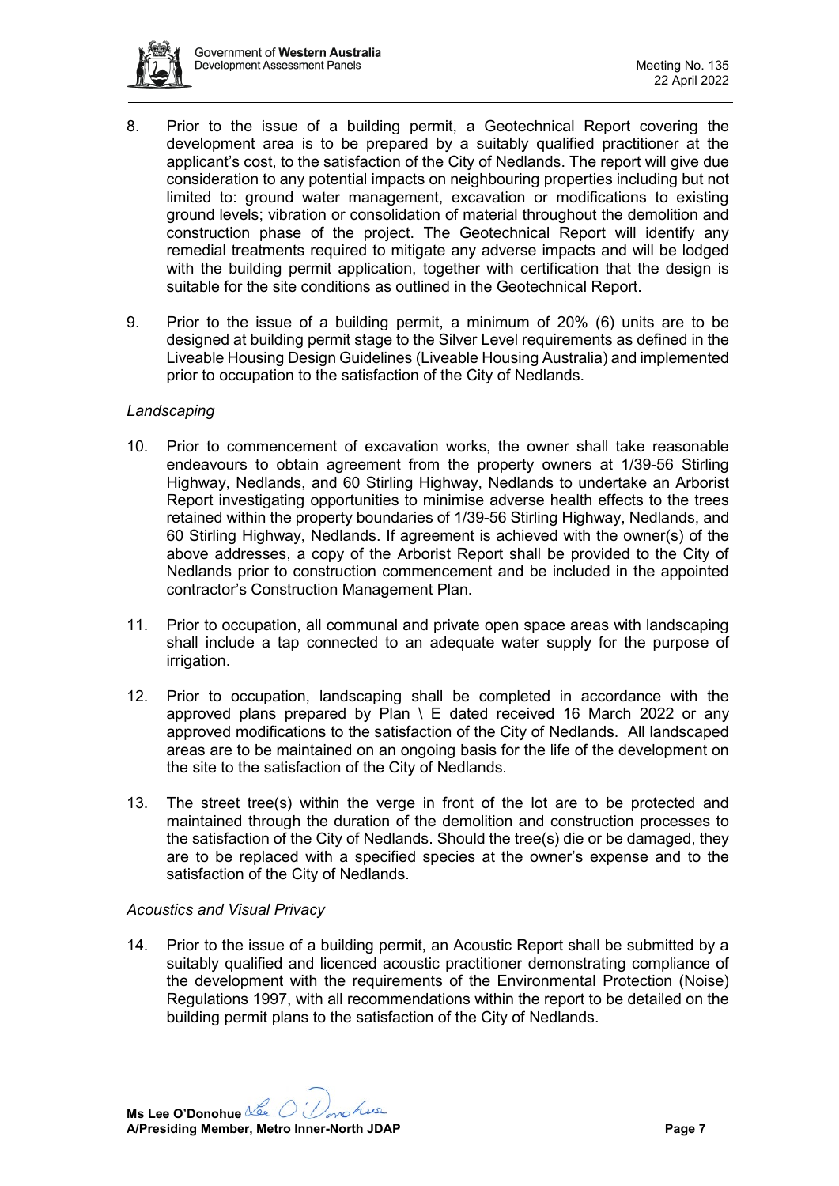8. Prior to the issue of a building permit, a Geotechnical Report covering the development area is to be prepared by a suitably qualified practitioner at the applicant's cost, to the satisfaction of the City of Nedlands. The report will give due consideration to any potential impacts on neighbouring properties including but not limited to: ground water management, excavation or modifications to existing ground levels; vibration or consolidation of material throughout the demolition and construction phase of the project. The Geotechnical Report will identify any remedial treatments required to mitigate any adverse impacts and will be lodged with the building permit application, together with certification that the design is suitable for the site conditions as outlined in the Geotechnical Report.

9. Prior to the issue of a building permit, a minimum of 20% (6) units are to be designed at building permit stage to the Silver Level requirements as defined in the Liveable Housing Design Guidelines (Liveable Housing Australia) and implemented prior to occupation to the satisfaction of the City of Nedlands.

*Landscaping*

10. Prior to commencement of excavation works, the owner shall take reasonable endeavours to obtain agreement from the property owners at 1/39-56 Stirling Highway, Nedlands, and 60 Stirling Highway, Nedlands to undertake an Arborist Report investigating opportunities to minimise adverse health effects to the trees retained within the property boundaries of 1/39-56 Stirling Highway, Nedlands, and 60 Stirling Highway, Nedlands. If agreement is achieved with the owner(s) of the above addresses, a copy of the Arborist Report shall be provided to the City of Nedlands prior to construction commencement and be included in the appointed contractor's Construction Management Plan.

11. Prior to occupation, all communal and private open space areas with landscaping shall include a tap connected to an adequate water supply for the purpose of irrigation.

12. Prior to occupation, landscaping shall be completed in accordance with the approved plans prepared by Plan \ E dated received 16 March 2022 or any approved modifications to the satisfaction of the City of Nedlands. All landscaped areas are to be maintained on an ongoing basis for the life of the development on the site to the satisfaction of the City of Nedlands.

13. The street tree(s) within the verge in front of the lot are to be protected and maintained through the duration of the demolition and construction processes to the satisfaction of the City of Nedlands. Should the tree(s) die or be damaged, they are to be replaced with a specified species at the owner's expense and to the satisfaction of the City of Nedlands.

*Acoustics and Visual Privacy*

14. Prior to the issue of a building permit, an Acoustic Report shall be submitted by a suitably qualified and licenced acoustic practitioner demonstrating compliance of the development with the requirements of the Environmental Protection (Noise) Regulations 1997, with all recommendations within the report to be detailed on the building permit plans to the satisfaction of the City of Nedlands.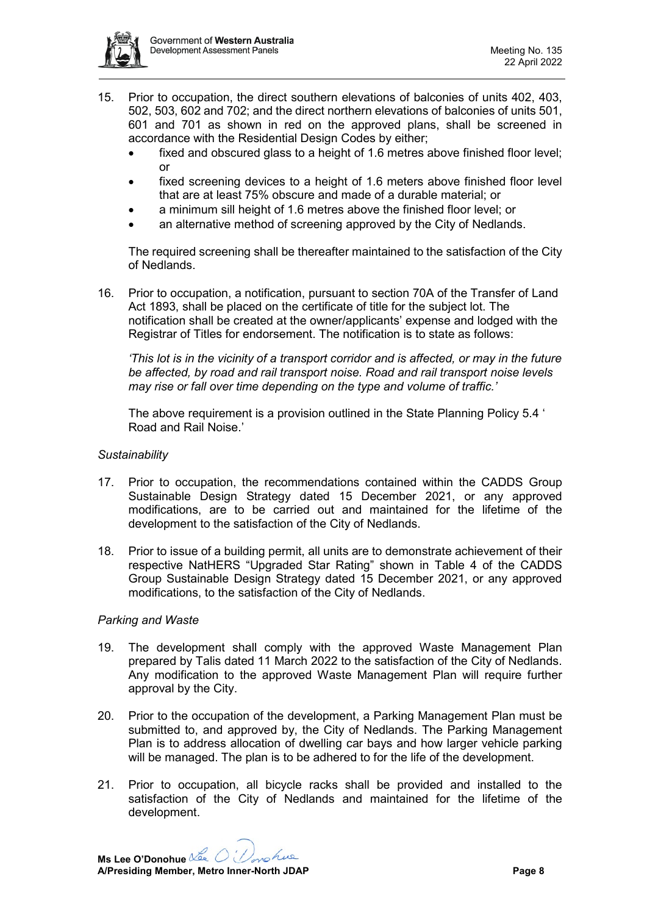15. Prior to occupation, the direct southern elevations of balconies of units 402, 403, 502, 503, 602 and 702; and the direct northern elevations of balconies of units 501, 601 and 701 as shown in red on the approved plans, shall be screened in accordance with the Residential Design Codes by either;
    - fixed and obscured glass to a height of 1.6 metres above finished floor level; or
    - fixed screening devices to a height of 1.6 meters above finished floor level that are at least 75% obscure and made of a durable material; or
    - a minimum sill height of 1.6 metres above the finished floor level; or
    - an alternative method of screening approved by the City of Nedlands.

    The required screening shall be thereafter maintained to the satisfaction of the City of Nedlands.

16. Prior to occupation, a notification, pursuant to section 70A of the Transfer of Land Act 1893, shall be placed on the certificate of title for the subject lot. The notification shall be created at the owner/applicants' expense and lodged with the Registrar of Titles for endorsement. The notification is to state as follows:

    *'This lot is in the vicinity of a transport corridor and is affected, or may in the future be affected, by road and rail transport noise. Road and rail transport noise levels may rise or fall over time depending on the type and volume of traffic.'*

    The above requirement is a provision outlined in the State Planning Policy 5.4 ' Road and Rail Noise.'

*Sustainability*

17. Prior to occupation, the recommendations contained within the CADDS Group Sustainable Design Strategy dated 15 December 2021, or any approved modifications, are to be carried out and maintained for the lifetime of the development to the satisfaction of the City of Nedlands.

18. Prior to issue of a building permit, all units are to demonstrate achievement of their respective NatHERS "Upgraded Star Rating" shown in Table 4 of the CADDS Group Sustainable Design Strategy dated 15 December 2021, or any approved modifications, to the satisfaction of the City of Nedlands.

*Parking and Waste*

19. The development shall comply with the approved Waste Management Plan prepared by Talis dated 11 March 2022 to the satisfaction of the City of Nedlands. Any modification to the approved Waste Management Plan will require further approval by the City.

20. Prior to the occupation of the development, a Parking Management Plan must be submitted to, and approved by, the City of Nedlands. The Parking Management Plan is to address allocation of dwelling car bays and how larger vehicle parking will be managed. The plan is to be adhered to for the life of the development.

21. Prior to occupation, all bicycle racks shall be provided and installed to the satisfaction of the City of Nedlands and maintained for the lifetime of the development.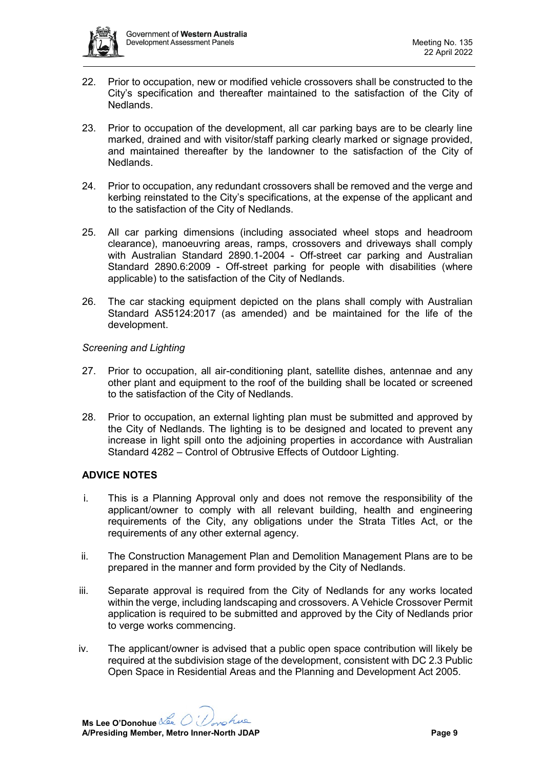22. Prior to occupation, new or modified vehicle crossovers shall be constructed to the City's specification and thereafter maintained to the satisfaction of the City of Nedlands.

23. Prior to occupation of the development, all car parking bays are to be clearly line marked, drained and with visitor/staff parking clearly marked or signage provided, and maintained thereafter by the landowner to the satisfaction of the City of Nedlands.

24. Prior to occupation, any redundant crossovers shall be removed and the verge and kerbing reinstated to the City's specifications, at the expense of the applicant and to the satisfaction of the City of Nedlands.

25. All car parking dimensions (including associated wheel stops and headroom clearance), manoeuvring areas, ramps, crossovers and driveways shall comply with Australian Standard 2890.1-2004 - Off-street car parking and Australian Standard 2890.6:2009 - Off-street parking for people with disabilities (where applicable) to the satisfaction of the City of Nedlands.

26. The car stacking equipment depicted on the plans shall comply with Australian Standard AS5124:2017 (as amended) and be maintained for the life of the development.

*Screening and Lighting*

27. Prior to occupation, all air-conditioning plant, satellite dishes, antennae and any other plant and equipment to the roof of the building shall be located or screened to the satisfaction of the City of Nedlands.

28. Prior to occupation, an external lighting plan must be submitted and approved by the City of Nedlands. The lighting is to be designed and located to prevent any increase in light spill onto the adjoining properties in accordance with Australian Standard 4282 – Control of Obtrusive Effects of Outdoor Lighting.

**ADVICE NOTES**

i. This is a Planning Approval only and does not remove the responsibility of the applicant/owner to comply with all relevant building, health and engineering requirements of the City, any obligations under the Strata Titles Act, or the requirements of any other external agency.

ii. The Construction Management Plan and Demolition Management Plans are to be prepared in the manner and form provided by the City of Nedlands.

iii. Separate approval is required from the City of Nedlands for any works located within the verge, including landscaping and crossovers. A Vehicle Crossover Permit application is required to be submitted and approved by the City of Nedlands prior to verge works commencing.

iv. The applicant/owner is advised that a public open space contribution will likely be required at the subdivision stage of the development, consistent with DC 2.3 Public Open Space in Residential Areas and the Planning and Development Act 2005.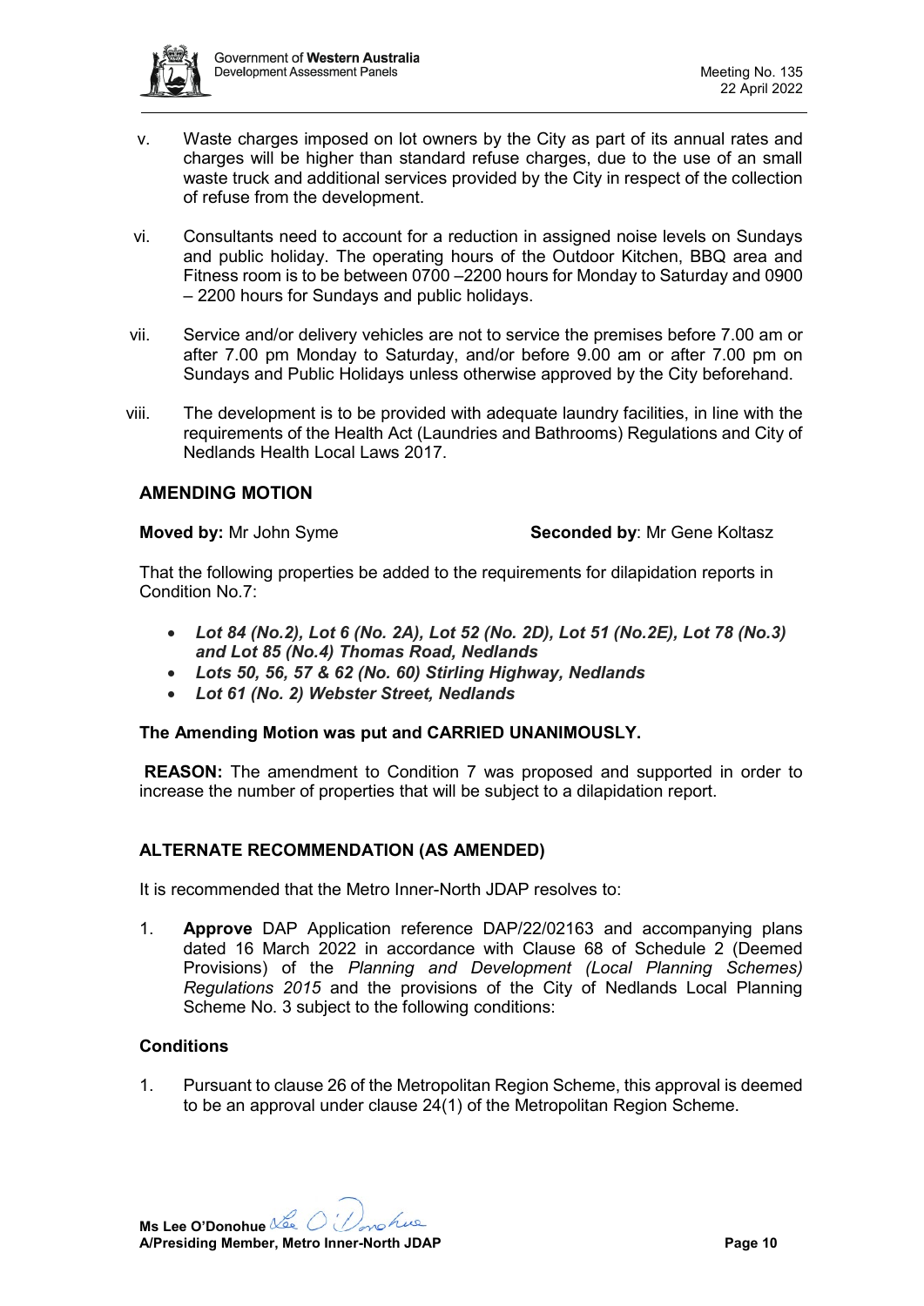v. Waste charges imposed on lot owners by the City as part of its annual rates and charges will be higher than standard refuse charges, due to the use of an small waste truck and additional services provided by the City in respect of the collection of refuse from the development.

vi. Consultants need to account for a reduction in assigned noise levels on Sundays and public holiday. The operating hours of the Outdoor Kitchen, BBQ area and Fitness room is to be between 0700 –2200 hours for Monday to Saturday and 0900 – 2200 hours for Sundays and public holidays.

vii. Service and/or delivery vehicles are not to service the premises before 7.00 am or after 7.00 pm Monday to Saturday, and/or before 9.00 am or after 7.00 pm on Sundays and Public Holidays unless otherwise approved by the City beforehand.

viii. The development is to be provided with adequate laundry facilities, in line with the requirements of the Health Act (Laundries and Bathrooms) Regulations and City of Nedlands Health Local Laws 2017.

## AMENDING MOTION

**Moved by:** Mr John Syme **Seconded by**: Mr Gene Koltasz

That the following properties be added to the requirements for dilapidation reports in Condition No.7:

- ***Lot 84 (No.2), Lot 6 (No. 2A), Lot 52 (No. 2D), Lot 51 (No.2E), Lot 78 (No.3) and Lot 85 (No.4) Thomas Road, Nedlands***
- ***Lots 50, 56, 57 & 62 (No. 60) Stirling Highway, Nedlands***
- ***Lot 61 (No. 2) Webster Street, Nedlands***

**The Amending Motion was put and CARRIED UNANIMOUSLY.**

**REASON:** The amendment to Condition 7 was proposed and supported in order to increase the number of properties that will be subject to a dilapidation report.

## ALTERNATE RECOMMENDATION (AS AMENDED)

It is recommended that the Metro Inner-North JDAP resolves to:

1. **Approve** DAP Application reference DAP/22/02163 and accompanying plans dated 16 March 2022 in accordance with Clause 68 of Schedule 2 (Deemed Provisions) of the *Planning and Development (Local Planning Schemes) Regulations 2015* and the provisions of the City of Nedlands Local Planning Scheme No. 3 subject to the following conditions:

### Conditions

1. Pursuant to clause 26 of the Metropolitan Region Scheme, this approval is deemed to be an approval under clause 24(1) of the Metropolitan Region Scheme.

**Ms Lee O'Donohue**
**A/Presiding Member, Metro Inner-North JDAP**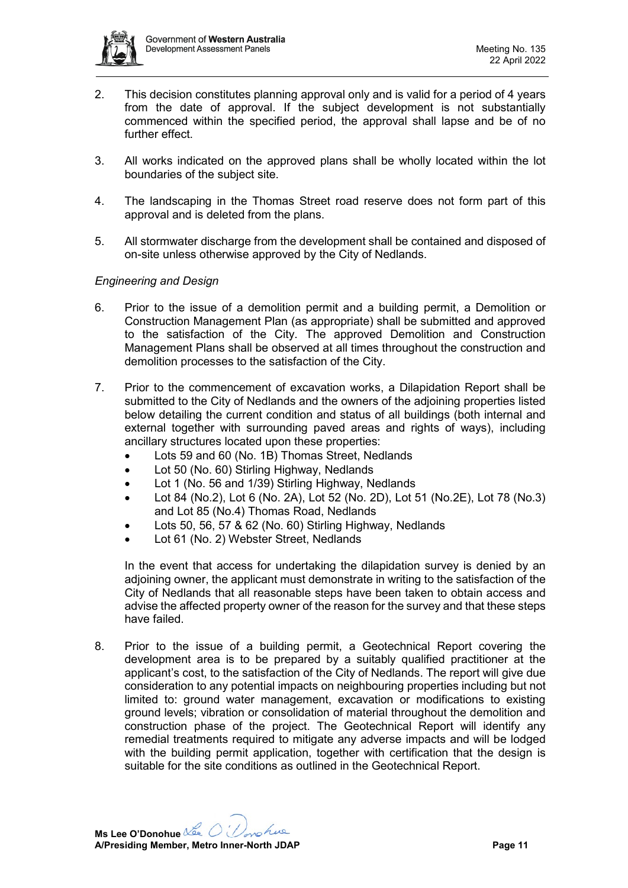2. This decision constitutes planning approval only and is valid for a period of 4 years from the date of approval. If the subject development is not substantially commenced within the specified period, the approval shall lapse and be of no further effect.

3. All works indicated on the approved plans shall be wholly located within the lot boundaries of the subject site.

4. The landscaping in the Thomas Street road reserve does not form part of this approval and is deleted from the plans.

5. All stormwater discharge from the development shall be contained and disposed of on-site unless otherwise approved by the City of Nedlands.

*Engineering and Design*

6. Prior to the issue of a demolition permit and a building permit, a Demolition or Construction Management Plan (as appropriate) shall be submitted and approved to the satisfaction of the City. The approved Demolition and Construction Management Plans shall be observed at all times throughout the construction and demolition processes to the satisfaction of the City.

7. Prior to the commencement of excavation works, a Dilapidation Report shall be submitted to the City of Nedlands and the owners of the adjoining properties listed below detailing the current condition and status of all buildings (both internal and external together with surrounding paved areas and rights of ways), including ancillary structures located upon these properties:
   - Lots 59 and 60 (No. 1B) Thomas Street, Nedlands
   - Lot 50 (No. 60) Stirling Highway, Nedlands
   - Lot 1 (No. 56 and 1/39) Stirling Highway, Nedlands
   - Lot 84 (No.2), Lot 6 (No. 2A), Lot 52 (No. 2D), Lot 51 (No.2E), Lot 78 (No.3) and Lot 85 (No.4) Thomas Road, Nedlands
   - Lots 50, 56, 57 & 62 (No. 60) Stirling Highway, Nedlands
   - Lot 61 (No. 2) Webster Street, Nedlands

   In the event that access for undertaking the dilapidation survey is denied by an adjoining owner, the applicant must demonstrate in writing to the satisfaction of the City of Nedlands that all reasonable steps have been taken to obtain access and advise the affected property owner of the reason for the survey and that these steps have failed.

8. Prior to the issue of a building permit, a Geotechnical Report covering the development area is to be prepared by a suitably qualified practitioner at the applicant's cost, to the satisfaction of the City of Nedlands. The report will give due consideration to any potential impacts on neighbouring properties including but not limited to: ground water management, excavation or modifications to existing ground levels; vibration or consolidation of material throughout the demolition and construction phase of the project. The Geotechnical Report will identify any remedial treatments required to mitigate any adverse impacts and will be lodged with the building permit application, together with certification that the design is suitable for the site conditions as outlined in the Geotechnical Report.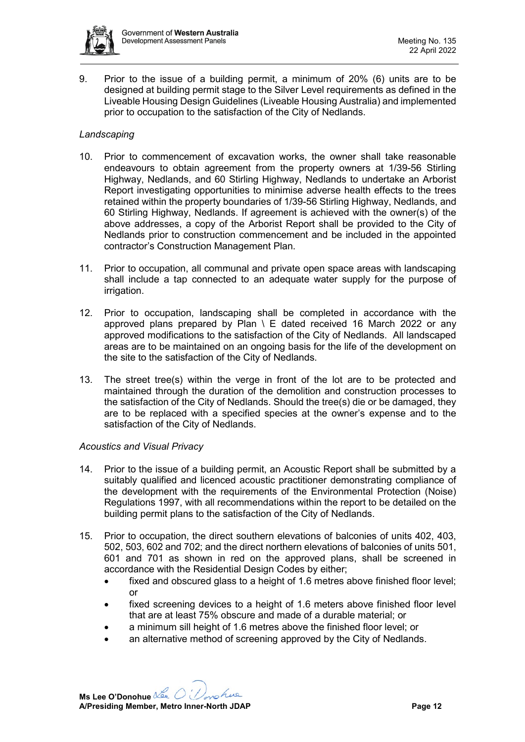9. Prior to the issue of a building permit, a minimum of 20% (6) units are to be designed at building permit stage to the Silver Level requirements as defined in the Liveable Housing Design Guidelines (Liveable Housing Australia) and implemented prior to occupation to the satisfaction of the City of Nedlands.

*Landscaping*

10. Prior to commencement of excavation works, the owner shall take reasonable endeavours to obtain agreement from the property owners at 1/39-56 Stirling Highway, Nedlands, and 60 Stirling Highway, Nedlands to undertake an Arborist Report investigating opportunities to minimise adverse health effects to the trees retained within the property boundaries of 1/39-56 Stirling Highway, Nedlands, and 60 Stirling Highway, Nedlands. If agreement is achieved with the owner(s) of the above addresses, a copy of the Arborist Report shall be provided to the City of Nedlands prior to construction commencement and be included in the appointed contractor's Construction Management Plan.

11. Prior to occupation, all communal and private open space areas with landscaping shall include a tap connected to an adequate water supply for the purpose of irrigation.

12. Prior to occupation, landscaping shall be completed in accordance with the approved plans prepared by Plan \ E dated received 16 March 2022 or any approved modifications to the satisfaction of the City of Nedlands. All landscaped areas are to be maintained on an ongoing basis for the life of the development on the site to the satisfaction of the City of Nedlands.

13. The street tree(s) within the verge in front of the lot are to be protected and maintained through the duration of the demolition and construction processes to the satisfaction of the City of Nedlands. Should the tree(s) die or be damaged, they are to be replaced with a specified species at the owner's expense and to the satisfaction of the City of Nedlands.

*Acoustics and Visual Privacy*

14. Prior to the issue of a building permit, an Acoustic Report shall be submitted by a suitably qualified and licenced acoustic practitioner demonstrating compliance of the development with the requirements of the Environmental Protection (Noise) Regulations 1997, with all recommendations within the report to be detailed on the building permit plans to the satisfaction of the City of Nedlands.

15. Prior to occupation, the direct southern elevations of balconies of units 402, 403, 502, 503, 602 and 702; and the direct northern elevations of balconies of units 501, 601 and 701 as shown in red on the approved plans, shall be screened in accordance with the Residential Design Codes by either;
    - fixed and obscured glass to a height of 1.6 metres above finished floor level; or
    - fixed screening devices to a height of 1.6 meters above finished floor level that are at least 75% obscure and made of a durable material; or
    - a minimum sill height of 1.6 metres above the finished floor level; or
    - an alternative method of screening approved by the City of Nedlands.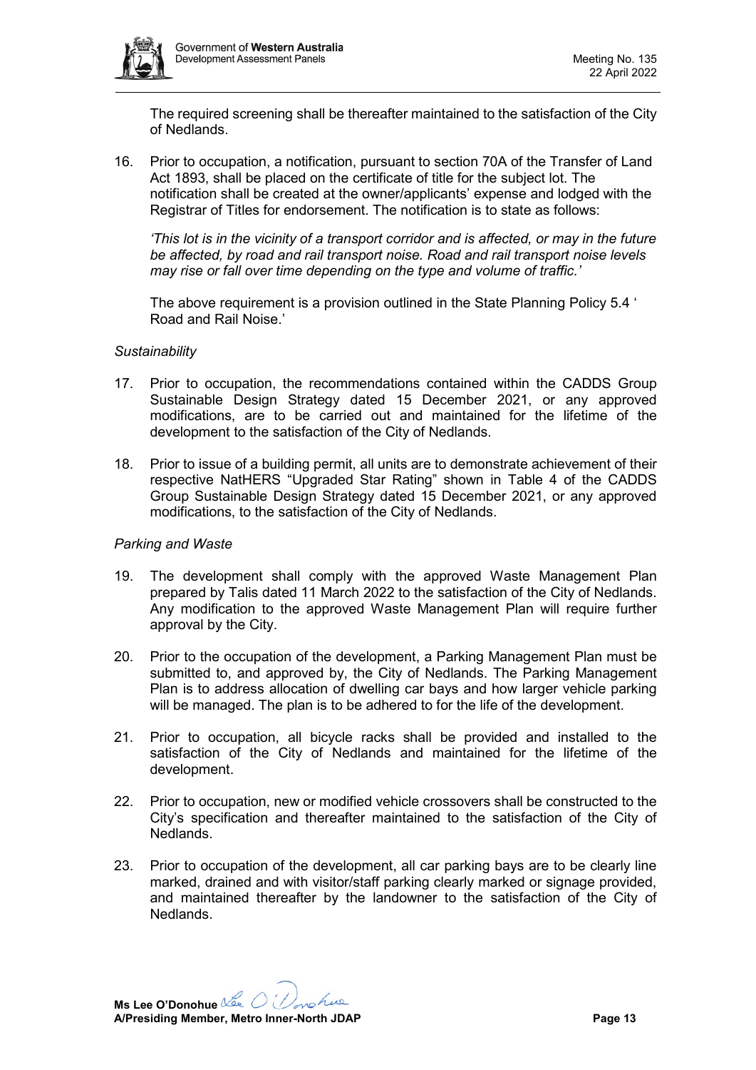The required screening shall be thereafter maintained to the satisfaction of the City of Nedlands.

16. Prior to occupation, a notification, pursuant to section 70A of the Transfer of Land Act 1893, shall be placed on the certificate of title for the subject lot. The notification shall be created at the owner/applicants' expense and lodged with the Registrar of Titles for endorsement. The notification is to state as follows:

    *'This lot is in the vicinity of a transport corridor and is affected, or may in the future be affected, by road and rail transport noise. Road and rail transport noise levels may rise or fall over time depending on the type and volume of traffic.'*

    The above requirement is a provision outlined in the State Planning Policy 5.4 ' Road and Rail Noise.'

*Sustainability*

17. Prior to occupation, the recommendations contained within the CADDS Group Sustainable Design Strategy dated 15 December 2021, or any approved modifications, are to be carried out and maintained for the lifetime of the development to the satisfaction of the City of Nedlands.

18. Prior to issue of a building permit, all units are to demonstrate achievement of their respective NatHERS "Upgraded Star Rating" shown in Table 4 of the CADDS Group Sustainable Design Strategy dated 15 December 2021, or any approved modifications, to the satisfaction of the City of Nedlands.

*Parking and Waste*

19. The development shall comply with the approved Waste Management Plan prepared by Talis dated 11 March 2022 to the satisfaction of the City of Nedlands. Any modification to the approved Waste Management Plan will require further approval by the City.

20. Prior to the occupation of the development, a Parking Management Plan must be submitted to, and approved by, the City of Nedlands. The Parking Management Plan is to address allocation of dwelling car bays and how larger vehicle parking will be managed. The plan is to be adhered to for the life of the development.

21. Prior to occupation, all bicycle racks shall be provided and installed to the satisfaction of the City of Nedlands and maintained for the lifetime of the development.

22. Prior to occupation, new or modified vehicle crossovers shall be constructed to the City's specification and thereafter maintained to the satisfaction of the City of Nedlands.

23. Prior to occupation of the development, all car parking bays are to be clearly line marked, drained and with visitor/staff parking clearly marked or signage provided, and maintained thereafter by the landowner to the satisfaction of the City of Nedlands.

**Ms Lee O'Donohue**
**A/Presiding Member, Metro Inner-North JDAP**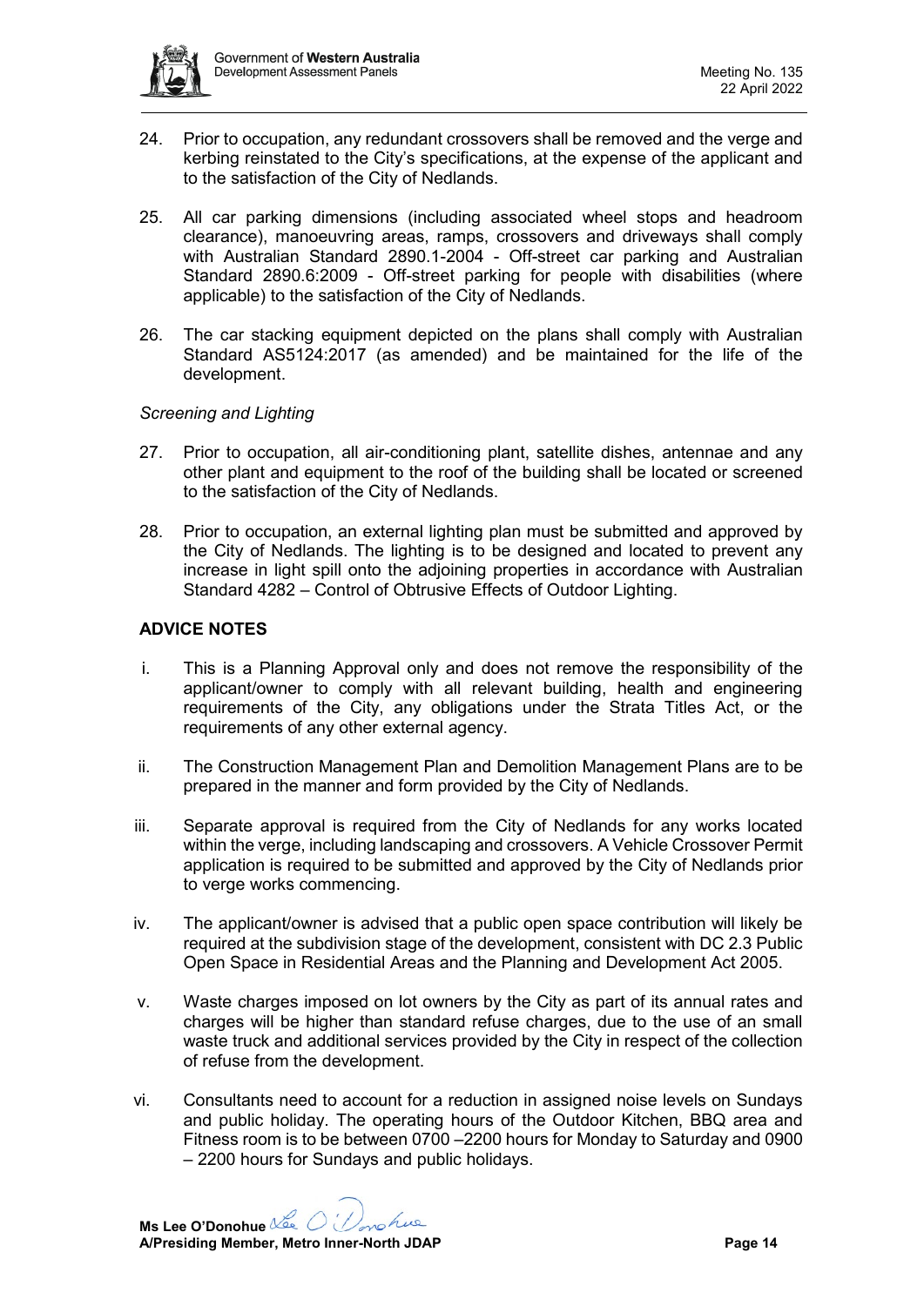24. Prior to occupation, any redundant crossovers shall be removed and the verge and kerbing reinstated to the City's specifications, at the expense of the applicant and to the satisfaction of the City of Nedlands.

25. All car parking dimensions (including associated wheel stops and headroom clearance), manoeuvring areas, ramps, crossovers and driveways shall comply with Australian Standard 2890.1-2004 - Off-street car parking and Australian Standard 2890.6:2009 - Off-street parking for people with disabilities (where applicable) to the satisfaction of the City of Nedlands.

26. The car stacking equipment depicted on the plans shall comply with Australian Standard AS5124:2017 (as amended) and be maintained for the life of the development.

*Screening and Lighting*

27. Prior to occupation, all air-conditioning plant, satellite dishes, antennae and any other plant and equipment to the roof of the building shall be located or screened to the satisfaction of the City of Nedlands.

28. Prior to occupation, an external lighting plan must be submitted and approved by the City of Nedlands. The lighting is to be designed and located to prevent any increase in light spill onto the adjoining properties in accordance with Australian Standard 4282 – Control of Obtrusive Effects of Outdoor Lighting.

**ADVICE NOTES**

i. This is a Planning Approval only and does not remove the responsibility of the applicant/owner to comply with all relevant building, health and engineering requirements of the City, any obligations under the Strata Titles Act, or the requirements of any other external agency.

ii. The Construction Management Plan and Demolition Management Plans are to be prepared in the manner and form provided by the City of Nedlands.

iii. Separate approval is required from the City of Nedlands for any works located within the verge, including landscaping and crossovers. A Vehicle Crossover Permit application is required to be submitted and approved by the City of Nedlands prior to verge works commencing.

iv. The applicant/owner is advised that a public open space contribution will likely be required at the subdivision stage of the development, consistent with DC 2.3 Public Open Space in Residential Areas and the Planning and Development Act 2005.

v. Waste charges imposed on lot owners by the City as part of its annual rates and charges will be higher than standard refuse charges, due to the use of an small waste truck and additional services provided by the City in respect of the collection of refuse from the development.

vi. Consultants need to account for a reduction in assigned noise levels on Sundays and public holiday. The operating hours of the Outdoor Kitchen, BBQ area and Fitness room is to be between 0700 –2200 hours for Monday to Saturday and 0900 – 2200 hours for Sundays and public holidays.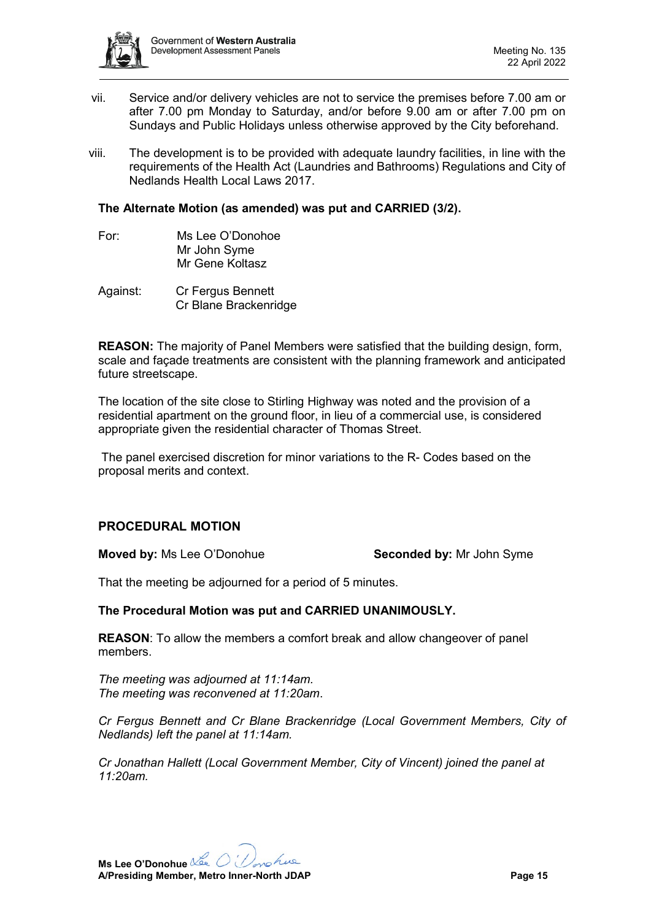vii. Service and/or delivery vehicles are not to service the premises before 7.00 am or after 7.00 pm Monday to Saturday, and/or before 9.00 am or after 7.00 pm on Sundays and Public Holidays unless otherwise approved by the City beforehand.

viii. The development is to be provided with adequate laundry facilities, in line with the requirements of the Health Act (Laundries and Bathrooms) Regulations and City of Nedlands Health Local Laws 2017.

**The Alternate Motion (as amended) was put and CARRIED (3/2).**

For: Ms Lee O'Donohoe
Mr John Syme
Mr Gene Koltasz

Against: Cr Fergus Bennett
Cr Blane Brackenridge

**REASON:** The majority of Panel Members were satisfied that the building design, form, scale and façade treatments are consistent with the planning framework and anticipated future streetscape.

The location of the site close to Stirling Highway was noted and the provision of a residential apartment on the ground floor, in lieu of a commercial use, is considered appropriate given the residential character of Thomas Street.

The panel exercised discretion for minor variations to the R- Codes based on the proposal merits and context.

## PROCEDURAL MOTION

**Moved by:** Ms Lee O'Donohue **Seconded by:** Mr John Syme

That the meeting be adjourned for a period of 5 minutes.

**The Procedural Motion was put and CARRIED UNANIMOUSLY.**

**REASON**: To allow the members a comfort break and allow changeover of panel members.

*The meeting was adjourned at 11:14am.*
*The meeting was reconvened at 11:20am.*

*Cr Fergus Bennett and Cr Blane Brackenridge (Local Government Members, City of Nedlands) left the panel at 11:14am.*

*Cr Jonathan Hallett (Local Government Member, City of Vincent) joined the panel at 11:20am.*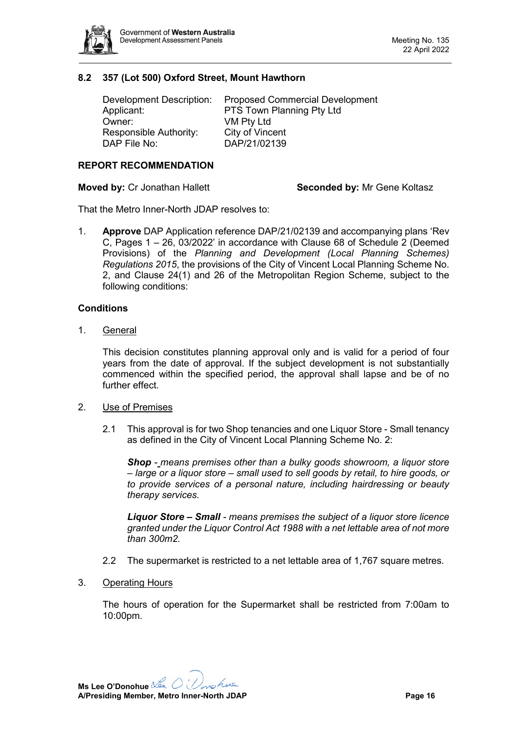## 8.2 357 (Lot 500) Oxford Street, Mount Hawthorn

| | |
|---|---|
| Development Description: | Proposed Commercial Development |
| Applicant: | PTS Town Planning Pty Ltd |
| Owner: | VM Pty Ltd |
| Responsible Authority: | City of Vincent |
| DAP File No: | DAP/21/02139 |

### REPORT RECOMMENDATION

**Moved by:** Cr Jonathan Hallett **Seconded by:** Mr Gene Koltasz

That the Metro Inner-North JDAP resolves to:

1. **Approve** DAP Application reference DAP/21/02139 and accompanying plans 'Rev C, Pages 1 – 26, 03/2022' in accordance with Clause 68 of Schedule 2 (Deemed Provisions) of the *Planning and Development (Local Planning Schemes) Regulations 2015*, the provisions of the City of Vincent Local Planning Scheme No. 2, and Clause 24(1) and 26 of the Metropolitan Region Scheme, subject to the following conditions:

### Conditions

1. General

   This decision constitutes planning approval only and is valid for a period of four years from the date of approval. If the subject development is not substantially commenced within the specified period, the approval shall lapse and be of no further effect.

2. Use of Premises

   2.1 This approval is for two Shop tenancies and one Liquor Store - Small tenancy as defined in the City of Vincent Local Planning Scheme No. 2:

   ***Shop*** *- means premises other than a bulky goods showroom, a liquor store – large or a liquor store – small used to sell goods by retail, to hire goods, or to provide services of a personal nature, including hairdressing or beauty therapy services.*

   ***Liquor Store – Small*** *- means premises the subject of a liquor store licence granted under the Liquor Control Act 1988 with a net lettable area of not more than 300m2.*

   2.2 The supermarket is restricted to a net lettable area of 1,767 square metres.

3. Operating Hours

   The hours of operation for the Supermarket shall be restricted from 7:00am to 10:00pm.

Ms Lee O'Donohue
A/Presiding Member, Metro Inner-North JDAP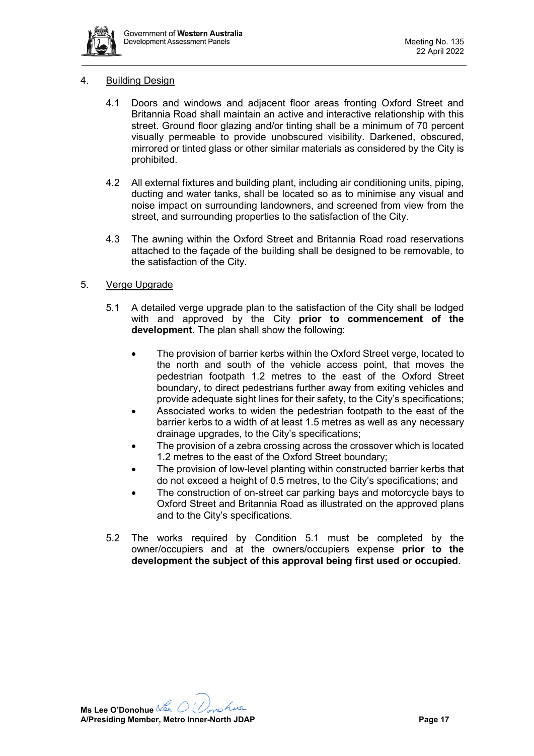4. Building Design

   4.1 Doors and windows and adjacent floor areas fronting Oxford Street and Britannia Road shall maintain an active and interactive relationship with this street. Ground floor glazing and/or tinting shall be a minimum of 70 percent visually permeable to provide unobscured visibility. Darkened, obscured, mirrored or tinted glass or other similar materials as considered by the City is prohibited.

   4.2 All external fixtures and building plant, including air conditioning units, piping, ducting and water tanks, shall be located so as to minimise any visual and noise impact on surrounding landowners, and screened from view from the street, and surrounding properties to the satisfaction of the City.

   4.3 The awning within the Oxford Street and Britannia Road road reservations attached to the façade of the building shall be designed to be removable, to the satisfaction of the City.

5. Verge Upgrade

   5.1 A detailed verge upgrade plan to the satisfaction of the City shall be lodged with and approved by the City **prior to commencement of the development**. The plan shall show the following:

   - The provision of barrier kerbs within the Oxford Street verge, located to the north and south of the vehicle access point, that moves the pedestrian footpath 1.2 metres to the east of the Oxford Street boundary, to direct pedestrians further away from exiting vehicles and provide adequate sight lines for their safety, to the City's specifications;
   - Associated works to widen the pedestrian footpath to the east of the barrier kerbs to a width of at least 1.5 metres as well as any necessary drainage upgrades, to the City's specifications;
   - The provision of a zebra crossing across the crossover which is located 1.2 metres to the east of the Oxford Street boundary;
   - The provision of low-level planting within constructed barrier kerbs that do not exceed a height of 0.5 metres, to the City's specifications; and
   - The construction of on-street car parking bays and motorcycle bays to Oxford Street and Britannia Road as illustrated on the approved plans and to the City's specifications.

   5.2 The works required by Condition 5.1 must be completed by the owner/occupiers and at the owners/occupiers expense **prior to the development the subject of this approval being first used or occupied**.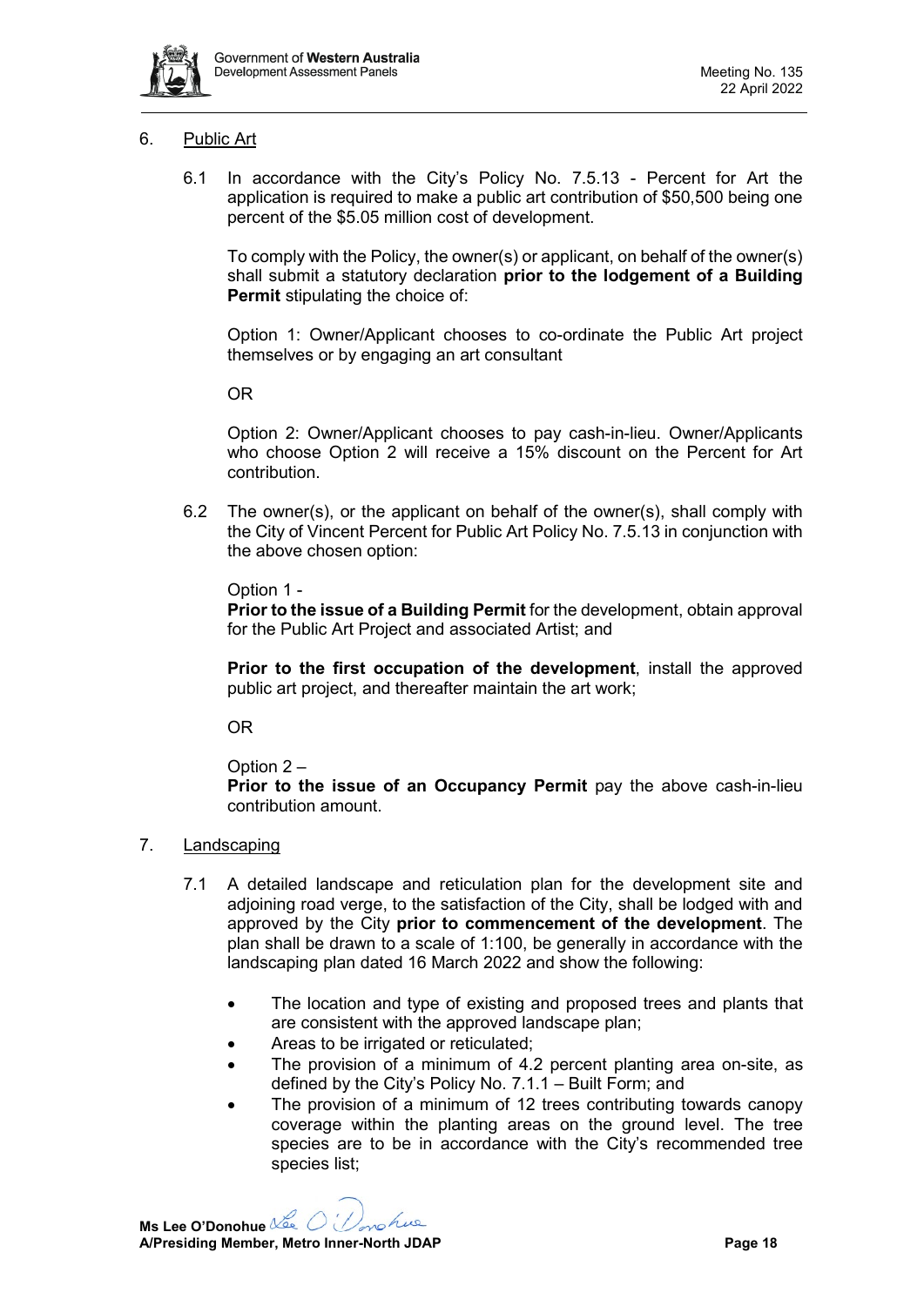6. Public Art

   6.1 In accordance with the City's Policy No. 7.5.13 - Percent for Art the application is required to make a public art contribution of $50,500 being one percent of the $5.05 million cost of development.

   To comply with the Policy, the owner(s) or applicant, on behalf of the owner(s) shall submit a statutory declaration **prior to the lodgement of a Building Permit** stipulating the choice of:

   Option 1: Owner/Applicant chooses to co-ordinate the Public Art project themselves or by engaging an art consultant

   OR

   Option 2: Owner/Applicant chooses to pay cash-in-lieu. Owner/Applicants who choose Option 2 will receive a 15% discount on the Percent for Art contribution.

   6.2 The owner(s), or the applicant on behalf of the owner(s), shall comply with the City of Vincent Percent for Public Art Policy No. 7.5.13 in conjunction with the above chosen option:

   Option 1 -
   **Prior to the issue of a Building Permit** for the development, obtain approval for the Public Art Project and associated Artist; and

   **Prior to the first occupation of the development**, install the approved public art project, and thereafter maintain the art work;

   OR

   Option 2 –
   **Prior to the issue of an Occupancy Permit** pay the above cash-in-lieu contribution amount.

7. Landscaping

   7.1 A detailed landscape and reticulation plan for the development site and adjoining road verge, to the satisfaction of the City, shall be lodged with and approved by the City **prior to commencement of the development**. The plan shall be drawn to a scale of 1:100, be generally in accordance with the landscaping plan dated 16 March 2022 and show the following:

   - The location and type of existing and proposed trees and plants that are consistent with the approved landscape plan;
   - Areas to be irrigated or reticulated;
   - The provision of a minimum of 4.2 percent planting area on-site, as defined by the City's Policy No. 7.1.1 – Built Form; and
   - The provision of a minimum of 12 trees contributing towards canopy coverage within the planting areas on the ground level. The tree species are to be in accordance with the City's recommended tree species list;

**Ms Lee O'Donohue**
**A/Presiding Member, Metro Inner-North JDAP**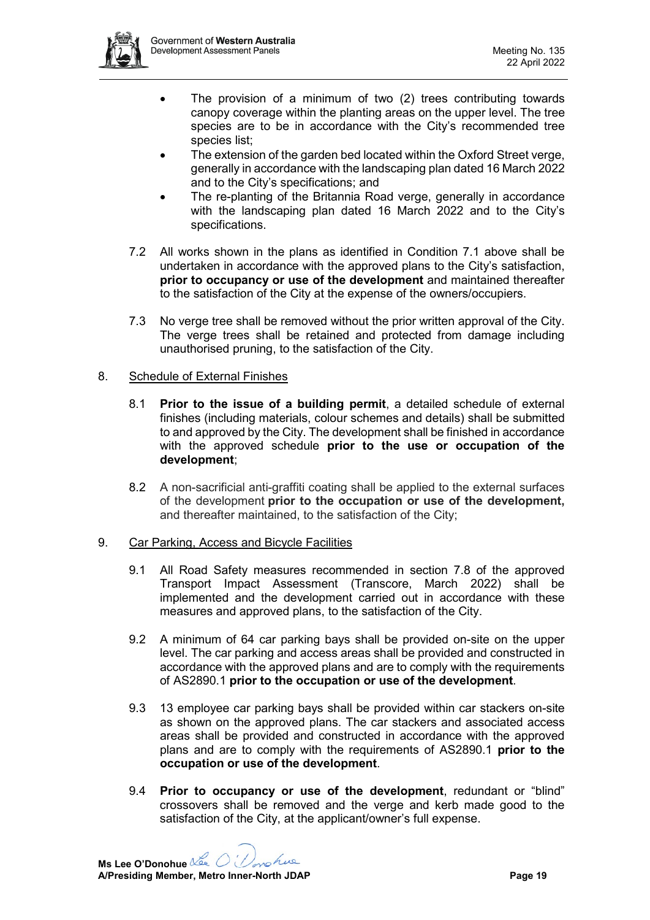- The provision of a minimum of two (2) trees contributing towards canopy coverage within the planting areas on the upper level. The tree species are to be in accordance with the City's recommended tree species list;
- The extension of the garden bed located within the Oxford Street verge, generally in accordance with the landscaping plan dated 16 March 2022 and to the City's specifications; and
- The re-planting of the Britannia Road verge, generally in accordance with the landscaping plan dated 16 March 2022 and to the City's specifications.

7.2 All works shown in the plans as identified in Condition 7.1 above shall be undertaken in accordance with the approved plans to the City's satisfaction, **prior to occupancy or use of the development** and maintained thereafter to the satisfaction of the City at the expense of the owners/occupiers.

7.3 No verge tree shall be removed without the prior written approval of the City. The verge trees shall be retained and protected from damage including unauthorised pruning, to the satisfaction of the City.

8. Schedule of External Finishes

8.1 **Prior to the issue of a building permit**, a detailed schedule of external finishes (including materials, colour schemes and details) shall be submitted to and approved by the City. The development shall be finished in accordance with the approved schedule **prior to the use or occupation of the development**;

8.2 A non-sacrificial anti-graffiti coating shall be applied to the external surfaces of the development **prior to the occupation or use of the development,** and thereafter maintained, to the satisfaction of the City;

9. Car Parking, Access and Bicycle Facilities

9.1 All Road Safety measures recommended in section 7.8 of the approved Transport Impact Assessment (Transcore, March 2022) shall be implemented and the development carried out in accordance with these measures and approved plans, to the satisfaction of the City.

9.2 A minimum of 64 car parking bays shall be provided on-site on the upper level. The car parking and access areas shall be provided and constructed in accordance with the approved plans and are to comply with the requirements of AS2890.1 **prior to the occupation or use of the development**.

9.3 13 employee car parking bays shall be provided within car stackers on-site as shown on the approved plans. The car stackers and associated access areas shall be provided and constructed in accordance with the approved plans and are to comply with the requirements of AS2890.1 **prior to the occupation or use of the development**.

9.4 **Prior to occupancy or use of the development**, redundant or "blind" crossovers shall be removed and the verge and kerb made good to the satisfaction of the City, at the applicant/owner's full expense.

**Ms Lee O'Donohue**
**A/Presiding Member, Metro Inner-North JDAP**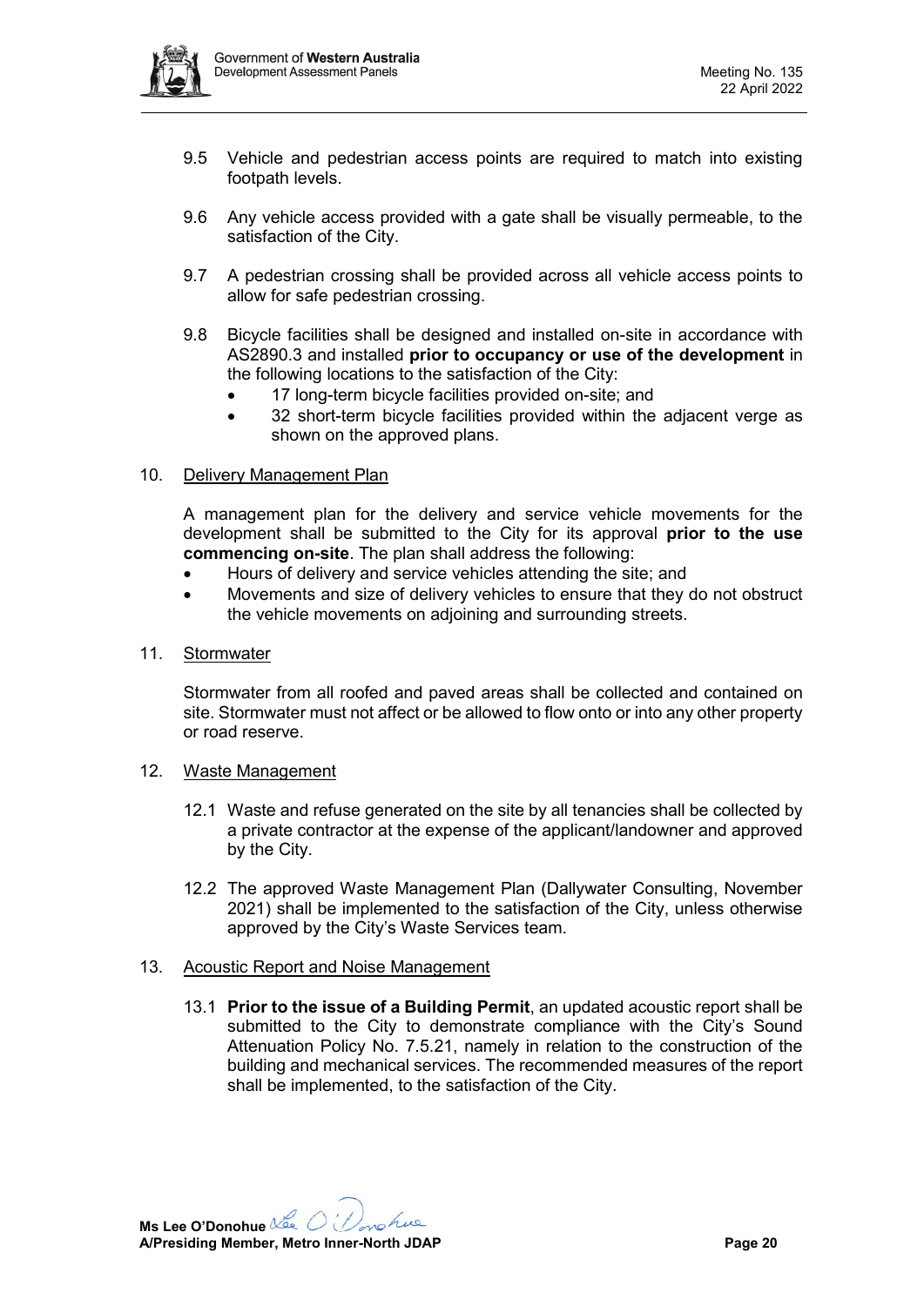9.5 Vehicle and pedestrian access points are required to match into existing footpath levels.

9.6 Any vehicle access provided with a gate shall be visually permeable, to the satisfaction of the City.

9.7 A pedestrian crossing shall be provided across all vehicle access points to allow for safe pedestrian crossing.

9.8 Bicycle facilities shall be designed and installed on-site in accordance with AS2890.3 and installed **prior to occupancy or use of the development** in the following locations to the satisfaction of the City:

- 17 long-term bicycle facilities provided on-site; and
- 32 short-term bicycle facilities provided within the adjacent verge as shown on the approved plans.

10. Delivery Management Plan

A management plan for the delivery and service vehicle movements for the development shall be submitted to the City for its approval **prior to the use commencing on-site**. The plan shall address the following:

- Hours of delivery and service vehicles attending the site; and
- Movements and size of delivery vehicles to ensure that they do not obstruct the vehicle movements on adjoining and surrounding streets.

11. Stormwater

Stormwater from all roofed and paved areas shall be collected and contained on site. Stormwater must not affect or be allowed to flow onto or into any other property or road reserve.

12. Waste Management

12.1 Waste and refuse generated on the site by all tenancies shall be collected by a private contractor at the expense of the applicant/landowner and approved by the City.

12.2 The approved Waste Management Plan (Dallywater Consulting, November 2021) shall be implemented to the satisfaction of the City, unless otherwise approved by the City's Waste Services team.

13. Acoustic Report and Noise Management

13.1 **Prior to the issue of a Building Permit**, an updated acoustic report shall be submitted to the City to demonstrate compliance with the City's Sound Attenuation Policy No. 7.5.21, namely in relation to the construction of the building and mechanical services. The recommended measures of the report shall be implemented, to the satisfaction of the City.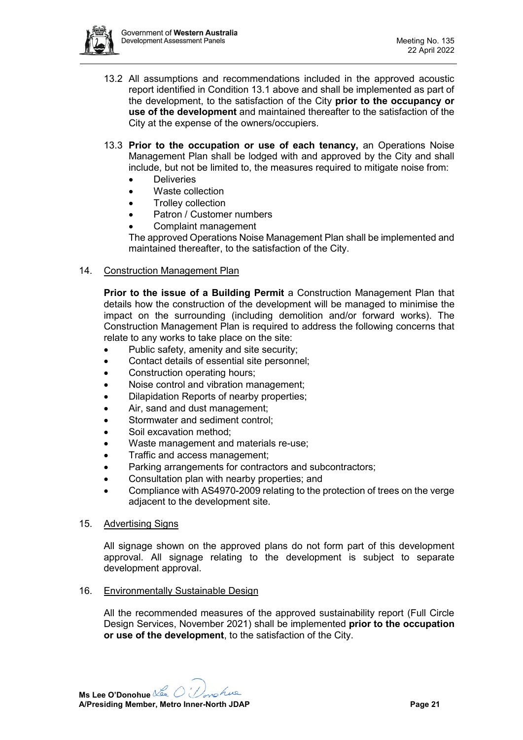13.2 All assumptions and recommendations included in the approved acoustic report identified in Condition 13.1 above and shall be implemented as part of the development, to the satisfaction of the City **prior to the occupancy or use of the development** and maintained thereafter to the satisfaction of the City at the expense of the owners/occupiers.

13.3 **Prior to the occupation or use of each tenancy,** an Operations Noise Management Plan shall be lodged with and approved by the City and shall include, but not be limited to, the measures required to mitigate noise from:

- Deliveries
- Waste collection
- Trolley collection
- Patron / Customer numbers
- Complaint management

The approved Operations Noise Management Plan shall be implemented and maintained thereafter, to the satisfaction of the City.

14. <u>Construction Management Plan</u>

**Prior to the issue of a Building Permit** a Construction Management Plan that details how the construction of the development will be managed to minimise the impact on the surrounding (including demolition and/or forward works). The Construction Management Plan is required to address the following concerns that relate to any works to take place on the site:

- Public safety, amenity and site security;
- Contact details of essential site personnel;
- Construction operating hours;
- Noise control and vibration management;
- Dilapidation Reports of nearby properties;
- Air, sand and dust management;
- Stormwater and sediment control;
- Soil excavation method;
- Waste management and materials re-use;
- Traffic and access management;
- Parking arrangements for contractors and subcontractors;
- Consultation plan with nearby properties; and
- Compliance with AS4970-2009 relating to the protection of trees on the verge adjacent to the development site.

15. <u>Advertising Signs</u>

All signage shown on the approved plans do not form part of this development approval. All signage relating to the development is subject to separate development approval.

16. <u>Environmentally Sustainable Design</u>

All the recommended measures of the approved sustainability report (Full Circle Design Services, November 2021) shall be implemented **prior to the occupation or use of the development**, to the satisfaction of the City.

**Ms Lee O'Donohue**
**A/Presiding Member, Metro Inner-North JDAP**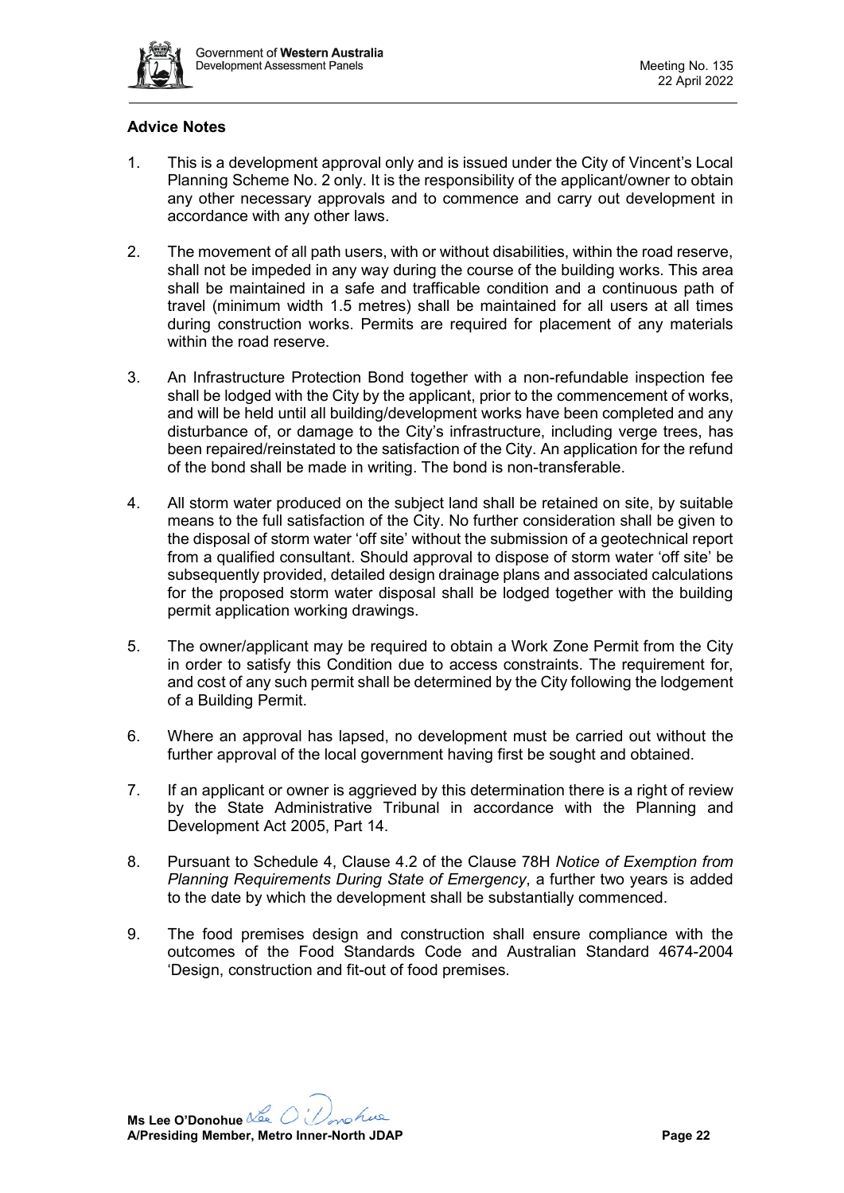**Advice Notes**

1. This is a development approval only and is issued under the City of Vincent's Local Planning Scheme No. 2 only. It is the responsibility of the applicant/owner to obtain any other necessary approvals and to commence and carry out development in accordance with any other laws.

2. The movement of all path users, with or without disabilities, within the road reserve, shall not be impeded in any way during the course of the building works. This area shall be maintained in a safe and trafficable condition and a continuous path of travel (minimum width 1.5 metres) shall be maintained for all users at all times during construction works. Permits are required for placement of any materials within the road reserve.

3. An Infrastructure Protection Bond together with a non-refundable inspection fee shall be lodged with the City by the applicant, prior to the commencement of works, and will be held until all building/development works have been completed and any disturbance of, or damage to the City's infrastructure, including verge trees, has been repaired/reinstated to the satisfaction of the City. An application for the refund of the bond shall be made in writing. The bond is non-transferable.

4. All storm water produced on the subject land shall be retained on site, by suitable means to the full satisfaction of the City. No further consideration shall be given to the disposal of storm water 'off site' without the submission of a geotechnical report from a qualified consultant. Should approval to dispose of storm water 'off site' be subsequently provided, detailed design drainage plans and associated calculations for the proposed storm water disposal shall be lodged together with the building permit application working drawings.

5. The owner/applicant may be required to obtain a Work Zone Permit from the City in order to satisfy this Condition due to access constraints. The requirement for, and cost of any such permit shall be determined by the City following the lodgement of a Building Permit.

6. Where an approval has lapsed, no development must be carried out without the further approval of the local government having first be sought and obtained.

7. If an applicant or owner is aggrieved by this determination there is a right of review by the State Administrative Tribunal in accordance with the Planning and Development Act 2005, Part 14.

8. Pursuant to Schedule 4, Clause 4.2 of the Clause 78H *Notice of Exemption from Planning Requirements During State of Emergency*, a further two years is added to the date by which the development shall be substantially commenced.

9. The food premises design and construction shall ensure compliance with the outcomes of the Food Standards Code and Australian Standard 4674-2004 'Design, construction and fit-out of food premises.

**Ms Lee O'Donohue**
**A/Presiding Member, Metro Inner-North JDAP**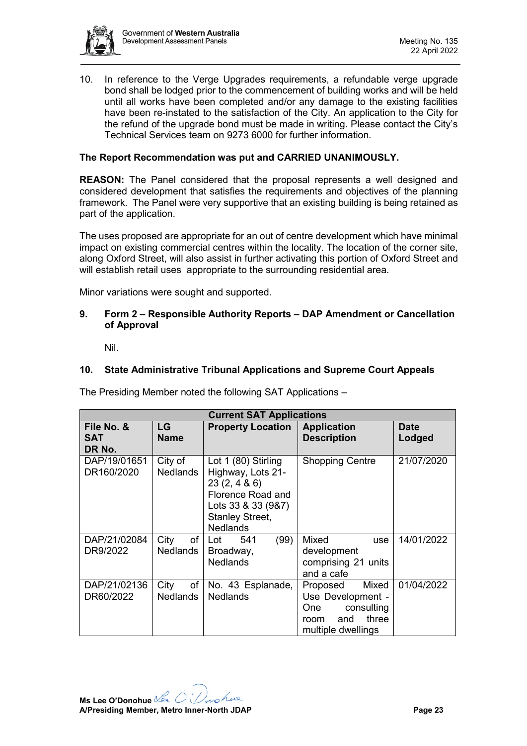10. In reference to the Verge Upgrades requirements, a refundable verge upgrade bond shall be lodged prior to the commencement of building works and will be held until all works have been completed and/or any damage to the existing facilities have been re-instated to the satisfaction of the City. An application to the City for the refund of the upgrade bond must be made in writing. Please contact the City's Technical Services team on 9273 6000 for further information.

**The Report Recommendation was put and CARRIED UNANIMOUSLY.**

**REASON:** The Panel considered that the proposal represents a well designed and considered development that satisfies the requirements and objectives of the planning framework. The Panel were very supportive that an existing building is being retained as part of the application.

The uses proposed are appropriate for an out of centre development which have minimal impact on existing commercial centres within the locality. The location of the corner site, along Oxford Street, will also assist in further activating this portion of Oxford Street and will establish retail uses appropriate to the surrounding residential area.

Minor variations were sought and supported.

## 9. Form 2 – Responsible Authority Reports – DAP Amendment or Cancellation of Approval

Nil.

## 10. State Administrative Tribunal Applications and Supreme Court Appeals

The Presiding Member noted the following SAT Applications –

| Current SAT Applications | | | | |
|---|---|---|---|---|
| **File No. & SAT DR No.** | **LG Name** | **Property Location** | **Application Description** | **Date Lodged** |
| DAP/19/01651 DR160/2020 | City of Nedlands | Lot 1 (80) Stirling Highway, Lots 21-23 (2, 4 & 6) Florence Road and Lots 33 & 33 (9&7) Stanley Street, Nedlands | Shopping Centre | 21/07/2020 |
| DAP/21/02084 DR9/2022 | City of Nedlands | Lot 541 (99) Broadway, Nedlands | Mixed use development comprising 21 units and a cafe | 14/01/2022 |
| DAP/21/02136 DR60/2022 | City of Nedlands | No. 43 Esplanade, Nedlands | Proposed Mixed Use Development - One consulting room and three multiple dwellings | 01/04/2022 |

Ms Lee O'Donohue
A/Presiding Member, Metro Inner-North JDAP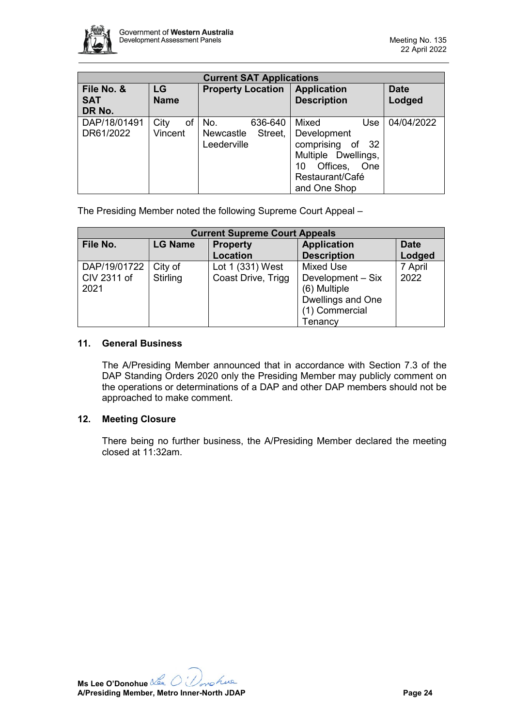| Current SAT Applications | | | | |
|---|---|---|---|---|
| **File No. & SAT DR No.** | **LG Name** | **Property Location** | **Application Description** | **Date Lodged** |
| DAP/18/01491 DR61/2022 | City of Vincent | No. 636-640 Newcastle Street, Leederville | Mixed Use Development comprising of 32 Multiple Dwellings, 10 Offices, One Restaurant/Café and One Shop | 04/04/2022 |

The Presiding Member noted the following Supreme Court Appeal –

| Current Supreme Court Appeals | | | | |
|---|---|---|---|---|
| **File No.** | **LG Name** | **Property Location** | **Application Description** | **Date Lodged** |
| DAP/19/01722 CIV 2311 of 2021 | City of Stirling | Lot 1 (331) West Coast Drive, Trigg | Mixed Use Development – Six (6) Multiple Dwellings and One (1) Commercial Tenancy | 7 April 2022 |

## 11. General Business

The A/Presiding Member announced that in accordance with Section 7.3 of the DAP Standing Orders 2020 only the Presiding Member may publicly comment on the operations or determinations of a DAP and other DAP members should not be approached to make comment.

## 12. Meeting Closure

There being no further business, the A/Presiding Member declared the meeting closed at 11:32am.